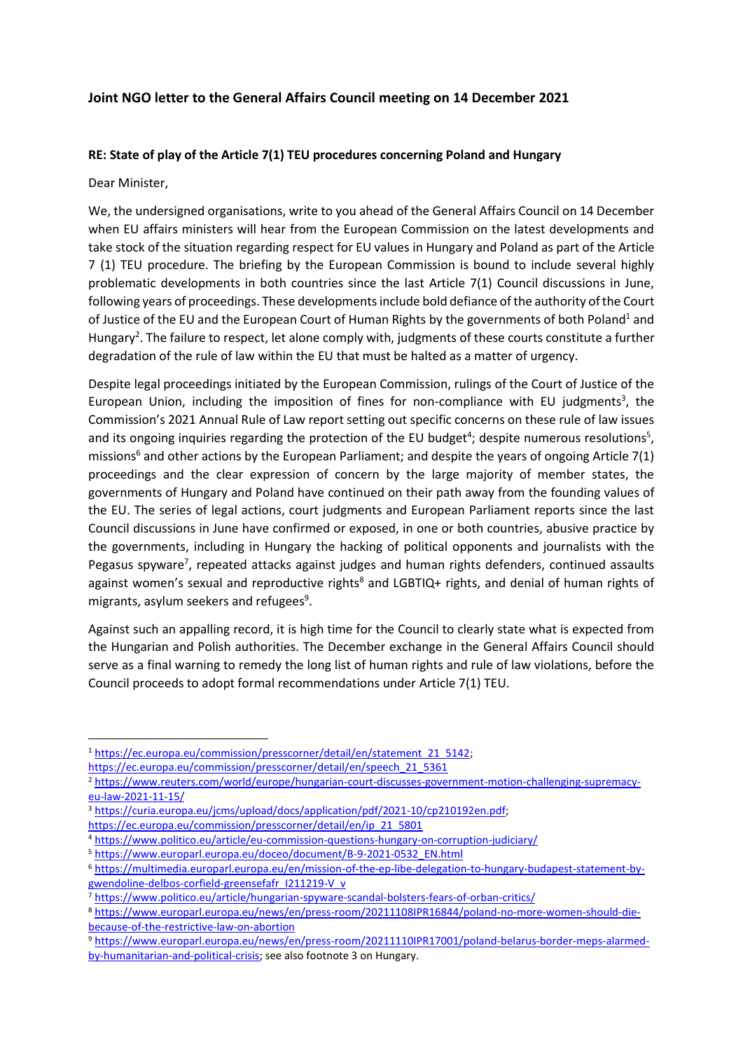## Joint NGO letter to the General Affairs Council meeting on 14 December 2021

**RE: State of play of the Article 7(1) TEU procedures concerning Poland and Hungary**

Dear Minister,

We, the undersigned organisations, write to you ahead of the General Affairs Council on 14 December when EU affairs ministers will hear from the European Commission on the latest developments and take stock of the situation regarding respect for EU values in Hungary and Poland as part of the Article 7 (1) TEU procedure. The briefing by the European Commission is bound to include several highly problematic developments in both countries since the last Article 7(1) Council discussions in June, following years of proceedings. These developments include bold defiance of the authority of the Court of Justice of the EU and the European Court of Human Rights by the governments of both Poland[1] and Hungary[2]. The failure to respect, let alone comply with, judgments of these courts constitute a further degradation of the rule of law within the EU that must be halted as a matter of urgency.

Despite legal proceedings initiated by the European Commission, rulings of the Court of Justice of the European Union, including the imposition of fines for non-compliance with EU judgments[3], the Commission's 2021 Annual Rule of Law report setting out specific concerns on these rule of law issues and its ongoing inquiries regarding the protection of the EU budget[4]; despite numerous resolutions[5], missions[6] and other actions by the European Parliament; and despite the years of ongoing Article 7(1) proceedings and the clear expression of concern by the large majority of member states, the governments of Hungary and Poland have continued on their path away from the founding values of the EU. The series of legal actions, court judgments and European Parliament reports since the last Council discussions in June have confirmed or exposed, in one or both countries, abusive practice by the governments, including in Hungary the hacking of political opponents and journalists with the Pegasus spyware[7], repeated attacks against judges and human rights defenders, continued assaults against women's sexual and reproductive rights[8] and LGBTIQ+ rights, and denial of human rights of migrants, asylum seekers and refugees[9].

Against such an appalling record, it is high time for the Council to clearly state what is expected from the Hungarian and Polish authorities. The December exchange in the General Affairs Council should serve as a final warning to remedy the long list of human rights and rule of law violations, before the Council proceeds to adopt formal recommendations under Article 7(1) TEU.

---

[1] https://ec.europa.eu/commission/presscorner/detail/en/statement_21_5142; https://ec.europa.eu/commission/presscorner/detail/en/speech_21_5361

[2] https://www.reuters.com/world/europe/hungarian-court-discusses-government-motion-challenging-supremacy-eu-law-2021-11-15/

[3] https://curia.europa.eu/jcms/upload/docs/application/pdf/2021-10/cp210192en.pdf; https://ec.europa.eu/commission/presscorner/detail/en/ip_21_5801

[4] https://www.politico.eu/article/eu-commission-questions-hungary-on-corruption-judiciary/

[5] https://www.europarl.europa.eu/doceo/document/B-9-2021-0532_EN.html

[6] https://multimedia.europarl.europa.eu/en/mission-of-the-ep-libe-delegation-to-hungary-budapest-statement-by-gwendoline-delbos-corfield-greensefafr_I211219-V_v

[7] https://www.politico.eu/article/hungarian-spyware-scandal-bolsters-fears-of-orban-critics/

[8] https://www.europarl.europa.eu/news/en/press-room/20211108IPR16844/poland-no-more-women-should-die-because-of-the-restrictive-law-on-abortion

[9] https://www.europarl.europa.eu/news/en/press-room/20211110IPR17001/poland-belarus-border-meps-alarmed-by-humanitarian-and-political-crisis; see also footnote 3 on Hungary.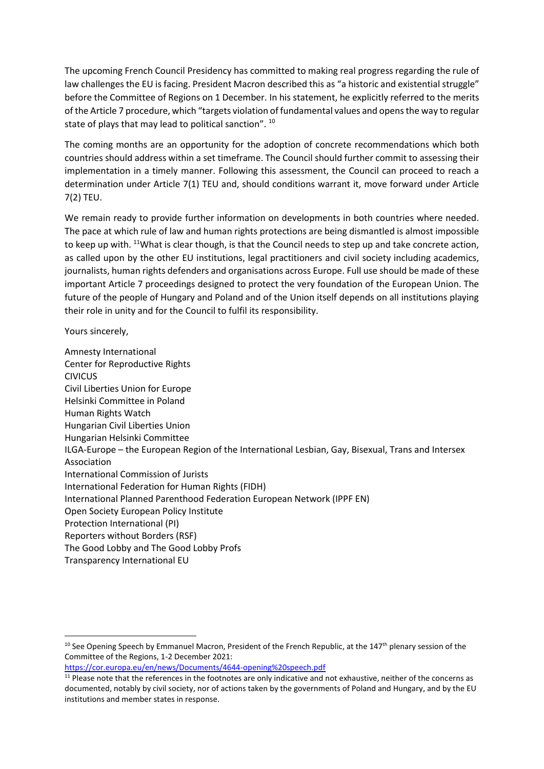The upcoming French Council Presidency has committed to making real progress regarding the rule of law challenges the EU is facing. President Macron described this as "a historic and existential struggle" before the Committee of Regions on 1 December. In his statement, he explicitly referred to the merits of the Article 7 procedure, which "targets violation of fundamental values and opens the way to regular state of plays that may lead to political sanction". [10]

The coming months are an opportunity for the adoption of concrete recommendations which both countries should address within a set timeframe. The Council should further commit to assessing their implementation in a timely manner. Following this assessment, the Council can proceed to reach a determination under Article 7(1) TEU and, should conditions warrant it, move forward under Article 7(2) TEU.

We remain ready to provide further information on developments in both countries where needed. The pace at which rule of law and human rights protections are being dismantled is almost impossible to keep up with. [11]What is clear though, is that the Council needs to step up and take concrete action, as called upon by the other EU institutions, legal practitioners and civil society including academics, journalists, human rights defenders and organisations across Europe. Full use should be made of these important Article 7 proceedings designed to protect the very foundation of the European Union. The future of the people of Hungary and Poland and of the Union itself depends on all institutions playing their role in unity and for the Council to fulfil its responsibility.

Yours sincerely,

Amnesty International
Center for Reproductive Rights
CIVICUS
Civil Liberties Union for Europe
Helsinki Committee in Poland
Human Rights Watch
Hungarian Civil Liberties Union
Hungarian Helsinki Committee
ILGA-Europe – the European Region of the International Lesbian, Gay, Bisexual, Trans and Intersex Association
International Commission of Jurists
International Federation for Human Rights (FIDH)
International Planned Parenthood Federation European Network (IPPF EN)
Open Society European Policy Institute
Protection International (PI)
Reporters without Borders (RSF)
The Good Lobby and The Good Lobby Profs
Transparency International EU

---

[10] See Opening Speech by Emmanuel Macron, President of the French Republic, at the 147th plenary session of the Committee of the Regions, 1-2 December 2021: https://cor.europa.eu/en/news/Documents/4644-opening%20speech.pdf

[11] Please note that the references in the footnotes are only indicative and not exhaustive, neither of the concerns as documented, notably by civil society, nor of actions taken by the governments of Poland and Hungary, and by the EU institutions and member states in response.